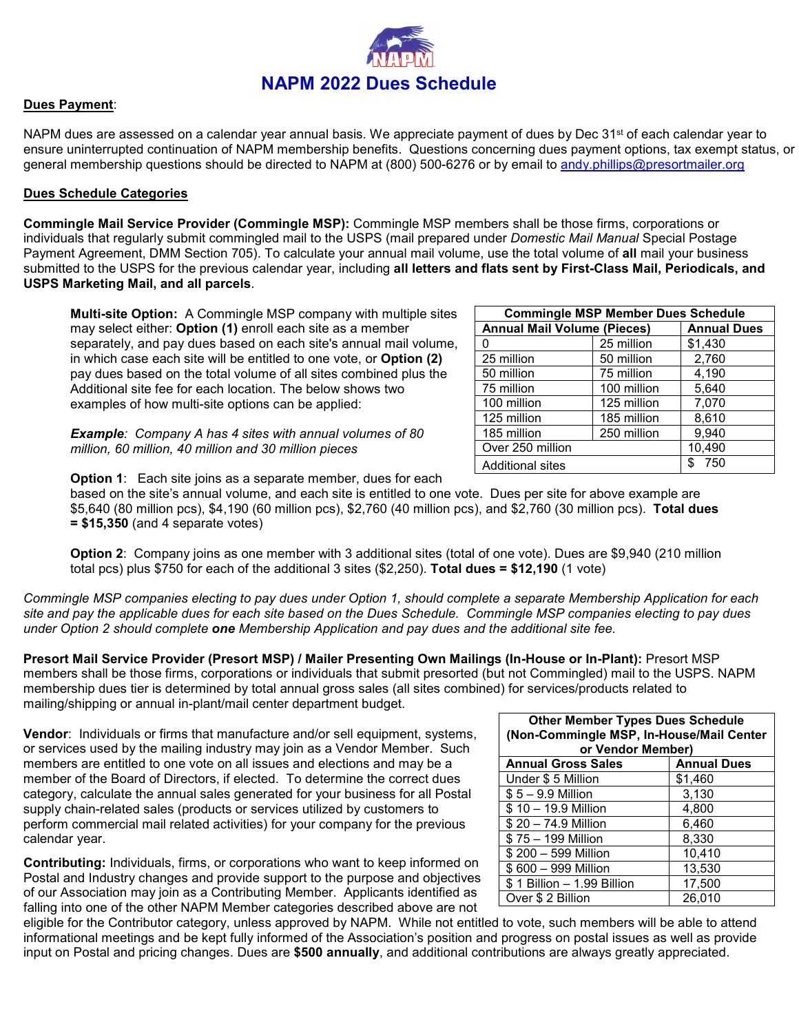# NAPM 2022 Dues Schedule

**Dues Payment**:

NAPM dues are assessed on a calendar year annual basis. We appreciate payment of dues by Dec 31st of each calendar year to ensure uninterrupted continuation of NAPM membership benefits. Questions concerning dues payment options, tax exempt status, or general membership questions should be directed to NAPM at (800) 500-6276 or by email to andy.phillips@presortmailer.org

**Dues Schedule Categories**

**Commingle Mail Service Provider (Commingle MSP):** Commingle MSP members shall be those firms, corporations or individuals that regularly submit commingled mail to the USPS (mail prepared under *Domestic Mail Manual* Special Postage Payment Agreement, DMM Section 705). To calculate your annual mail volume, use the total volume of **all** mail your business submitted to the USPS for the previous calendar year, including **all letters and flats sent by First-Class Mail, Periodicals, and USPS Marketing Mail, and all parcels**.

**Multi-site Option:** A Commingle MSP company with multiple sites may select either: **Option (1)** enroll each site as a member separately, and pay dues based on each site's annual mail volume, in which case each site will be entitled to one vote, or **Option (2)** pay dues based on the total volume of all sites combined plus the Additional site fee for each location. The below shows two examples of how multi-site options can be applied:

| Commingle MSP Member Dues Schedule | | |
|---|---|---|
| **Annual Mail Volume (Pieces)** | | **Annual Dues** |
| 0 | 25 million | $1,430 |
| 25 million | 50 million | 2,760 |
| 50 million | 75 million | 4,190 |
| 75 million | 100 million | 5,640 |
| 100 million | 125 million | 7,070 |
| 125 million | 185 million | 8,610 |
| 185 million | 250 million | 9,940 |
| Over 250 million | | 10,490 |
| Additional sites | | $ 750 |

***Example**: Company A has 4 sites with annual volumes of 80 million, 60 million, 40 million and 30 million pieces*

**Option 1**: Each site joins as a separate member, dues for each based on the site's annual volume, and each site is entitled to one vote. Dues per site for above example are $5,640 (80 million pcs), $4,190 (60 million pcs), $2,760 (40 million pcs), and $2,760 (30 million pcs). **Total dues = $15,350** (and 4 separate votes)

**Option 2**: Company joins as one member with 3 additional sites (total of one vote). Dues are $9,940 (210 million total pcs) plus $750 for each of the additional 3 sites ($2,250). **Total dues = $12,190** (1 vote)

*Commingle MSP companies electing to pay dues under Option 1, should complete a separate Membership Application for each site and pay the applicable dues for each site based on the Dues Schedule. Commingle MSP companies electing to pay dues under Option 2 should complete **one** Membership Application and pay dues and the additional site fee.*

**Presort Mail Service Provider (Presort MSP) / Mailer Presenting Own Mailings (In-House or In-Plant):** Presort MSP members shall be those firms, corporations or individuals that submit presorted (but not Commingled) mail to the USPS. NAPM membership dues tier is determined by total annual gross sales (all sites combined) for services/products related to mailing/shipping or annual in-plant/mail center department budget.

**Vendor**: Individuals or firms that manufacture and/or sell equipment, systems, or services used by the mailing industry may join as a Vendor Member. Such members are entitled to one vote on all issues and elections and may be a member of the Board of Directors, if elected. To determine the correct dues category, calculate the annual sales generated for your business for all Postal supply chain-related sales (products or services utilized by customers to perform commercial mail related activities) for your company for the previous calendar year.

| Other Member Types Dues Schedule (Non-Commingle MSP, In-House/Mail Center or Vendor Member) | |
|---|---|
| **Annual Gross Sales** | **Annual Dues** |
| Under $ 5 Million | $1,460 |
| $ 5 – 9.9 Million | 3,130 |
| $ 10 – 19.9 Million | 4,800 |
| $ 20 – 74.9 Million | 6,460 |
| $ 75 – 199 Million | 8,330 |
| $ 200 – 599 Million | 10,410 |
| $ 600 – 999 Million | 13,530 |
| $ 1 Billion – 1.99 Billion | 17,500 |
| Over $ 2 Billion | 26,010 |

**Contributing:** Individuals, firms, or corporations who want to keep informed on Postal and Industry changes and provide support to the purpose and objectives of our Association may join as a Contributing Member. Applicants identified as falling into one of the other NAPM Member categories described above are not eligible for the Contributor category, unless approved by NAPM. While not entitled to vote, such members will be able to attend informational meetings and be kept fully informed of the Association's position and progress on postal issues as well as provide input on Postal and pricing changes. Dues are **$500 annually**, and additional contributions are always greatly appreciated.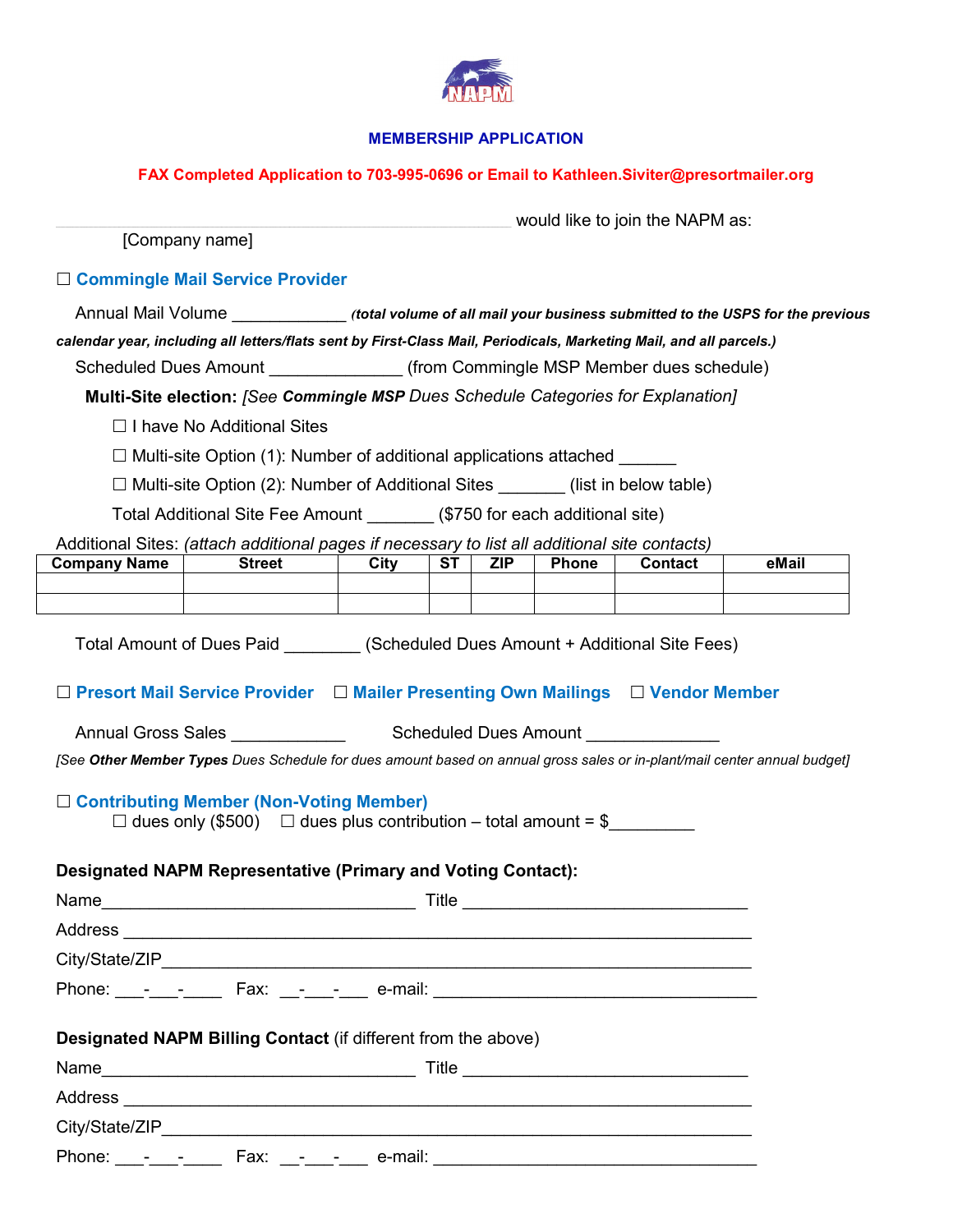**MEMBERSHIP APPLICATION**

**FAX Completed Application to 703-995-0696 or Email to Kathleen.Siviter@presortmailer.org**

_______________________________________________ would like to join the NAPM as:
[Company name]

☐ **Commingle Mail Service Provider**

Annual Mail Volume ____________ ***(total volume of all mail your business submitted to the USPS for the previous calendar year, including all letters/flats sent by First-Class Mail, Periodicals, Marketing Mail, and all parcels.)***

Scheduled Dues Amount ______________ (from Commingle MSP Member dues schedule)

**Multi-Site election:** *[See **Commingle MSP** Dues Schedule Categories for Explanation]*

☐ I have No Additional Sites

☐ Multi-site Option (1): Number of additional applications attached ______

☐ Multi-site Option (2): Number of Additional Sites _______ (list in below table)

Total Additional Site Fee Amount _______ ($750 for each additional site)

Additional Sites: *(attach additional pages if necessary to list all additional site contacts)*

| Company Name | Street | City | ST | ZIP | Phone | Contact | eMail |
|---|---|---|---|---|---|---|---|
| | | | | | | | |
| | | | | | | | |

Total Amount of Dues Paid ________ (Scheduled Dues Amount + Additional Site Fees)

☐ **Presort Mail Service Provider** ☐ **Mailer Presenting Own Mailings** ☐ **Vendor Member**

Annual Gross Sales ____________ Scheduled Dues Amount ______________

*[See **Other Member Types** Dues Schedule for dues amount based on annual gross sales or in-plant/mail center annual budget]*

☐ **Contributing Member (Non-Voting Member)**

☐ dues only ($500) ☐ dues plus contribution – total amount = $_________

**Designated NAPM Representative (Primary and Voting Contact):**

Name_________________________________ Title ______________________________

Address ____________________________________________________________________

City/State/ZIP_______________________________________________________________

Phone: ___-___-____ Fax: __-___-___ e-mail: ___________________________________

**Designated NAPM Billing Contact** (if different from the above)

Name_________________________________ Title ______________________________

Address ____________________________________________________________________

City/State/ZIP_______________________________________________________________

Phone: ___-___-____ Fax: __-___-___ e-mail: ___________________________________